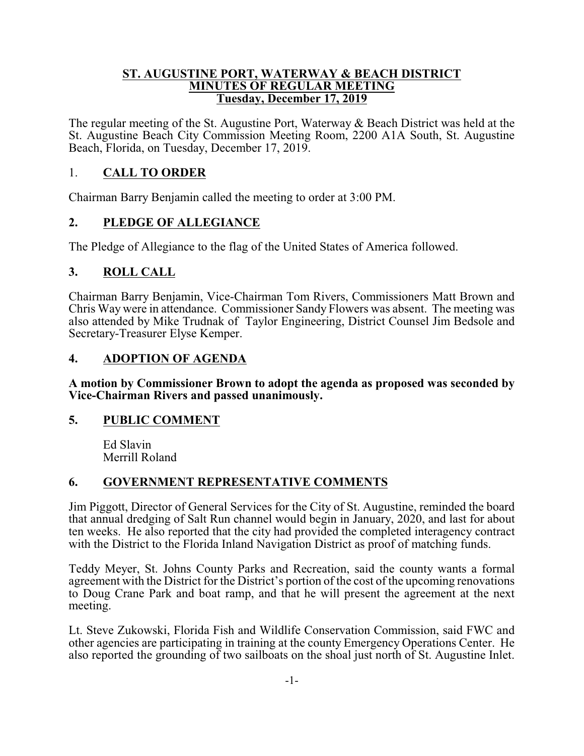**ST. AUGUSTINE PORT, WATERWAY & BEACH DISTRICT**
**MINUTES OF REGULAR MEETING**
**Tuesday, December 17, 2019**

The regular meeting of the St. Augustine Port, Waterway & Beach District was held at the St. Augustine Beach City Commission Meeting Room, 2200 A1A South, St. Augustine Beach, Florida, on Tuesday, December 17, 2019.

## 1. CALL TO ORDER

Chairman Barry Benjamin called the meeting to order at 3:00 PM.

## 2. PLEDGE OF ALLEGIANCE

The Pledge of Allegiance to the flag of the United States of America followed.

## 3. ROLL CALL

Chairman Barry Benjamin, Vice-Chairman Tom Rivers, Commissioners Matt Brown and Chris Way were in attendance. Commissioner Sandy Flowers was absent. The meeting was also attended by Mike Trudnak of Taylor Engineering, District Counsel Jim Bedsole and Secretary-Treasurer Elyse Kemper.

## 4. ADOPTION OF AGENDA

**A motion by Commissioner Brown to adopt the agenda as proposed was seconded by Vice-Chairman Rivers and passed unanimously.**

## 5. PUBLIC COMMENT

Ed Slavin
Merrill Roland

## 6. GOVERNMENT REPRESENTATIVE COMMENTS

Jim Piggott, Director of General Services for the City of St. Augustine, reminded the board that annual dredging of Salt Run channel would begin in January, 2020, and last for about ten weeks. He also reported that the city had provided the completed interagency contract with the District to the Florida Inland Navigation District as proof of matching funds.

Teddy Meyer, St. Johns County Parks and Recreation, said the county wants a formal agreement with the District for the District's portion of the cost of the upcoming renovations to Doug Crane Park and boat ramp, and that he will present the agreement at the next meeting.

Lt. Steve Zukowski, Florida Fish and Wildlife Conservation Commission, said FWC and other agencies are participating in training at the county Emergency Operations Center. He also reported the grounding of two sailboats on the shoal just north of St. Augustine Inlet.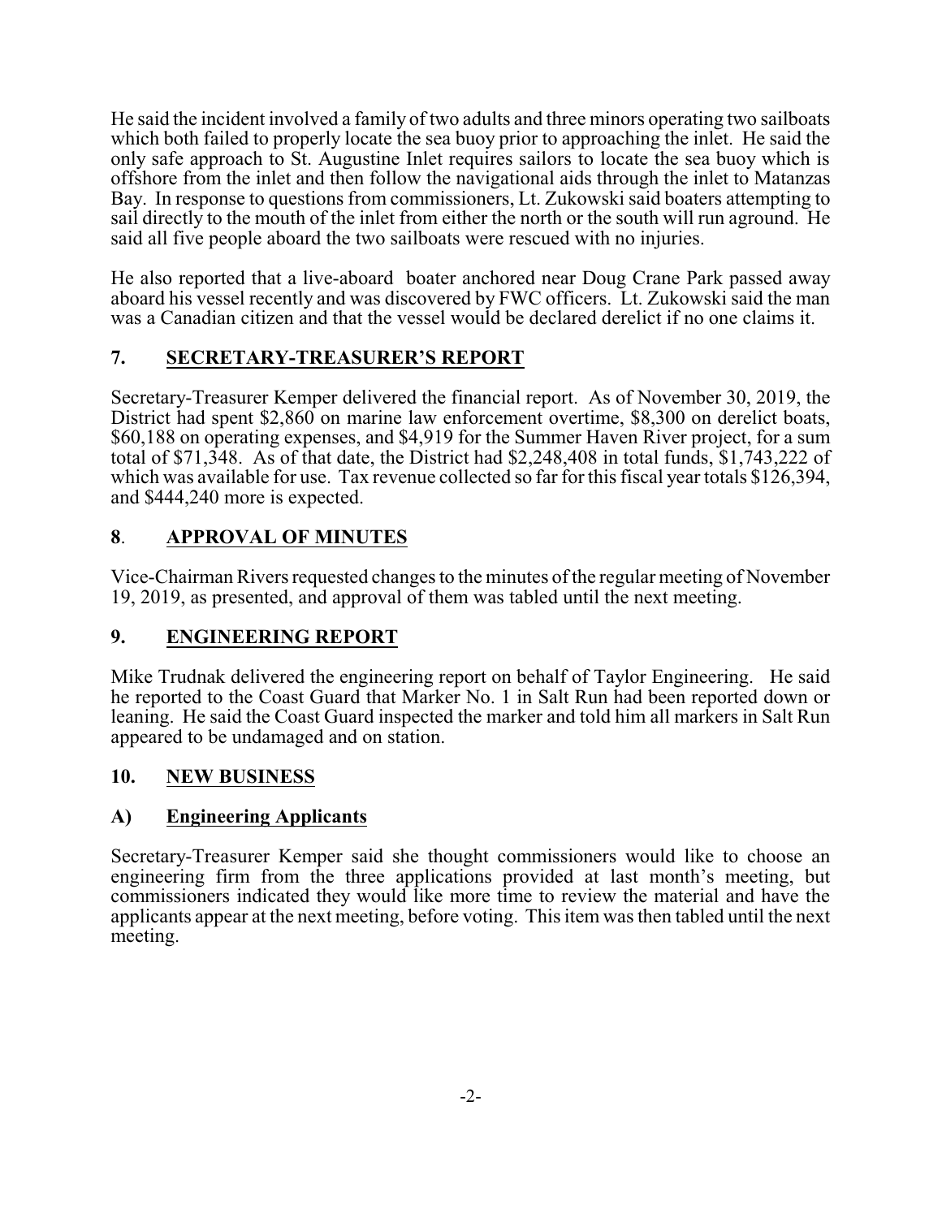He said the incident involved a family of two adults and three minors operating two sailboats which both failed to properly locate the sea buoy prior to approaching the inlet. He said the only safe approach to St. Augustine Inlet requires sailors to locate the sea buoy which is offshore from the inlet and then follow the navigational aids through the inlet to Matanzas Bay. In response to questions from commissioners, Lt. Zukowski said boaters attempting to sail directly to the mouth of the inlet from either the north or the south will run aground. He said all five people aboard the two sailboats were rescued with no injuries.

He also reported that a live-aboard boater anchored near Doug Crane Park passed away aboard his vessel recently and was discovered by FWC officers. Lt. Zukowski said the man was a Canadian citizen and that the vessel would be declared derelict if no one claims it.

## 7. SECRETARY-TREASURER'S REPORT

Secretary-Treasurer Kemper delivered the financial report. As of November 30, 2019, the District had spent \$2,860 on marine law enforcement overtime, \$8,300 on derelict boats, \$60,188 on operating expenses, and \$4,919 for the Summer Haven River project, for a sum total of \$71,348. As of that date, the District had \$2,248,408 in total funds, \$1,743,222 of which was available for use. Tax revenue collected so far for this fiscal year totals \$126,394, and \$444,240 more is expected.

## 8. APPROVAL OF MINUTES

Vice-Chairman Rivers requested changes to the minutes of the regular meeting of November 19, 2019, as presented, and approval of them was tabled until the next meeting.

## 9. ENGINEERING REPORT

Mike Trudnak delivered the engineering report on behalf of Taylor Engineering. He said he reported to the Coast Guard that Marker No. 1 in Salt Run had been reported down or leaning. He said the Coast Guard inspected the marker and told him all markers in Salt Run appeared to be undamaged and on station.

## 10. NEW BUSINESS

### A) Engineering Applicants

Secretary-Treasurer Kemper said she thought commissioners would like to choose an engineering firm from the three applications provided at last month's meeting, but commissioners indicated they would like more time to review the material and have the applicants appear at the next meeting, before voting. This item was then tabled until the next meeting.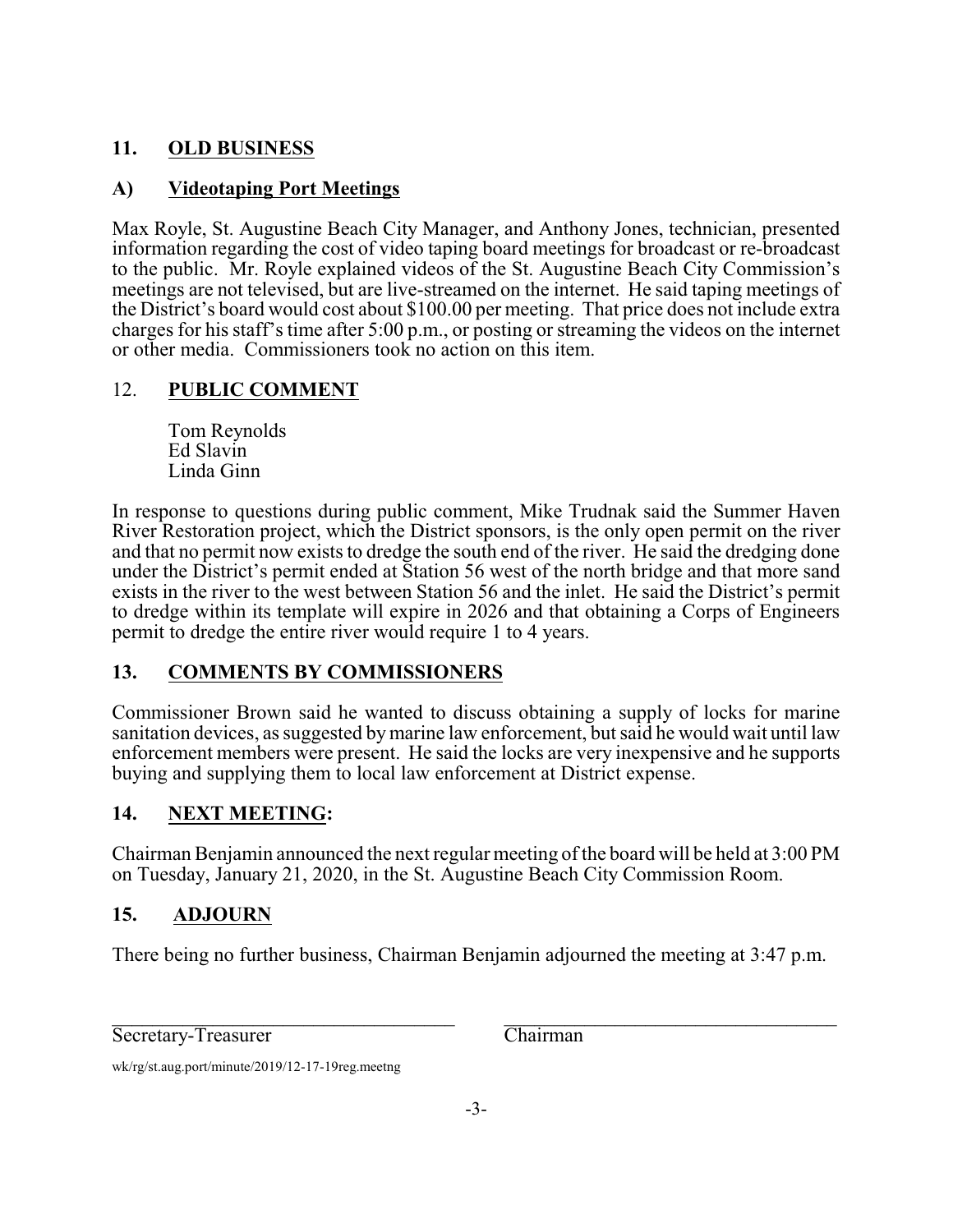## 11. **OLD BUSINESS**

### A) **Videotaping Port Meetings**

Max Royle, St. Augustine Beach City Manager, and Anthony Jones, technician, presented information regarding the cost of video taping board meetings for broadcast or re-broadcast to the public. Mr. Royle explained videos of the St. Augustine Beach City Commission's meetings are not televised, but are live-streamed on the internet. He said taping meetings of the District's board would cost about $100.00 per meeting. That price does not include extra charges for his staff's time after 5:00 p.m., or posting or streaming the videos on the internet or other media. Commissioners took no action on this item.

## 12. **PUBLIC COMMENT**

Tom Reynolds
Ed Slavin
Linda Ginn

In response to questions during public comment, Mike Trudnak said the Summer Haven River Restoration project, which the District sponsors, is the only open permit on the river and that no permit now exists to dredge the south end of the river. He said the dredging done under the District's permit ended at Station 56 west of the north bridge and that more sand exists in the river to the west between Station 56 and the inlet. He said the District's permit to dredge within its template will expire in 2026 and that obtaining a Corps of Engineers permit to dredge the entire river would require 1 to 4 years.

## 13. **COMMENTS BY COMMISSIONERS**

Commissioner Brown said he wanted to discuss obtaining a supply of locks for marine sanitation devices, as suggested by marine law enforcement, but said he would wait until law enforcement members were present. He said the locks are very inexpensive and he supports buying and supplying them to local law enforcement at District expense.

## 14. **NEXT MEETING:**

Chairman Benjamin announced the next regular meeting of the board will be held at 3:00 PM on Tuesday, January 21, 2020, in the St. Augustine Beach City Commission Room.

## 15. **ADJOURN**

There being no further business, Chairman Benjamin adjourned the meeting at 3:47 p.m.

\_\_\_\_\_\_\_\_\_\_\_\_\_\_\_\_\_\_\_\_\_\_\_\_\_\_\_\_\_\_\_\_\_\_\_ \_\_\_\_\_\_\_\_\_\_\_\_\_\_\_\_\_\_\_\_\_\_\_\_\_\_\_\_\_\_\_\_\_\_\_

Secretary-Treasurer Chairman

wk/rg/st.aug.port/minute/2019/12-17-19reg.meetng